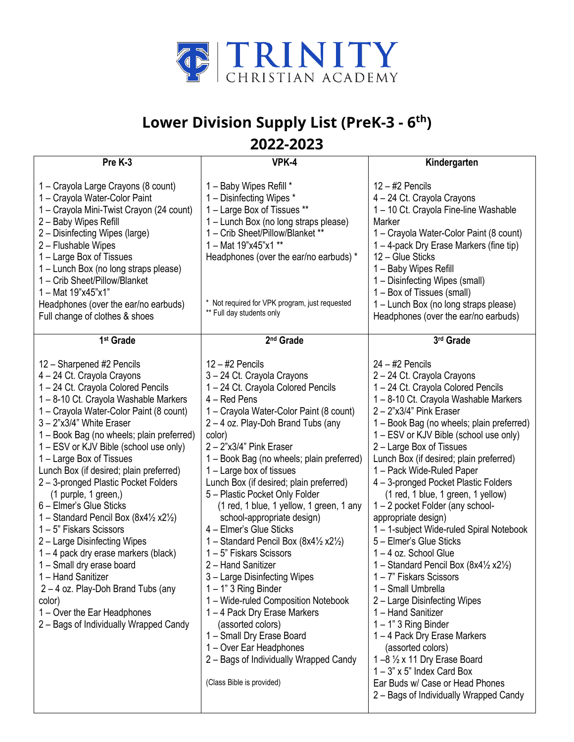# TRINITY
CHRISTIAN ACADEMY

## Lower Division Supply List (PreK-3 - 6th)
## 2022-2023

| Pre K-3 | VPK-4 | Kindergarten |
|---|---|---|
| 1 – Crayola Large Crayons (8 count)<br>1 – Crayola Water-Color Paint<br>1 – Crayola Mini-Twist Crayon (24 count)<br>2 – Baby Wipes Refill<br>2 – Disinfecting Wipes (large)<br>2 – Flushable Wipes<br>1 – Large Box of Tissues<br>1 – Lunch Box (no long straps please)<br>1 – Crib Sheet/Pillow/Blanket<br>1 – Mat 19"x45"x1"<br>Headphones (over the ear/no earbuds)<br>Full change of clothes & shoes | 1 – Baby Wipes Refill *<br>1 – Disinfecting Wipes *<br>1 – Large Box of Tissues **<br>1 – Lunch Box (no long straps please)<br>1 – Crib Sheet/Pillow/Blanket **<br>1 – Mat 19"x45"x1 **<br>Headphones (over the ear/no earbuds) *<br><br>* Not required for VPK program, just requested<br>** Full day students only | 12 – #2 Pencils<br>4 – 24 Ct. Crayola Crayons<br>1 – 10 Ct. Crayola Fine-line Washable Marker<br>1 – Crayola Water-Color Paint (8 count)<br>1 – 4-pack Dry Erase Markers (fine tip)<br>12 – Glue Sticks<br>1 – Baby Wipes Refill<br>1 – Disinfecting Wipes (small)<br>1 – Box of Tissues (small)<br>1 – Lunch Box (no long straps please)<br>Headphones (over the ear/no earbuds) |
| **1st Grade** | **2nd Grade** | **3rd Grade** |
| 12 – Sharpened #2 Pencils<br>4 – 24 Ct. Crayola Crayons<br>1 – 24 Ct. Crayola Colored Pencils<br>1 – 8-10 Ct. Crayola Washable Markers<br>1 – Crayola Water-Color Paint (8 count)<br>3 – 2"x3/4" White Eraser<br>1 – Book Bag (no wheels; plain preferred)<br>1 – ESV or KJV Bible (school use only)<br>1 – Large Box of Tissues<br>Lunch Box (if desired; plain preferred)<br>2 – 3-pronged Plastic Pocket Folders (1 purple, 1 green,)<br>6 – Elmer's Glue Sticks<br>1 – Standard Pencil Box (8x4½ x2½)<br>1 – 5" Fiskars Scissors<br>2 – Large Disinfecting Wipes<br>1 – 4 pack dry erase markers (black)<br>1 – Small dry erase board<br>1 – Hand Sanitizer<br>2 – 4 oz. Play-Doh Brand Tubs (any color)<br>1 – Over the Ear Headphones<br>2 – Bags of Individually Wrapped Candy | 12 – #2 Pencils<br>3 – 24 Ct. Crayola Crayons<br>1 – 24 Ct. Crayola Colored Pencils<br>4 – Red Pens<br>1 – Crayola Water-Color Paint (8 count)<br>2 – 4 oz. Play-Doh Brand Tubs (any color)<br>2 – 2"x3/4" Pink Eraser<br>1 – Book Bag (no wheels; plain preferred)<br>1 – Large box of tissues<br>Lunch Box (if desired; plain preferred)<br>5 – Plastic Pocket Only Folder (1 red, 1 blue, 1 yellow, 1 green, 1 any school-appropriate design)<br>4 – Elmer's Glue Sticks<br>1 – Standard Pencil Box (8x4½ x2½)<br>1 – 5" Fiskars Scissors<br>2 – Hand Sanitizer<br>3 – Large Disinfecting Wipes<br>1 – 1" 3 Ring Binder<br>1 – Wide-ruled Composition Notebook<br>1 – 4 Pack Dry Erase Markers (assorted colors)<br>1 – Small Dry Erase Board<br>1 – Over Ear Headphones<br>2 – Bags of Individually Wrapped Candy<br><br>(Class Bible is provided) | 24 – #2 Pencils<br>2 – 24 Ct. Crayola Crayons<br>1 – 24 Ct. Crayola Colored Pencils<br>1 – 8-10 Ct. Crayola Washable Markers<br>2 – 2"x3/4" Pink Eraser<br>1 – Book Bag (no wheels; plain preferred)<br>1 – ESV or KJV Bible (school use only)<br>2 – Large Box of Tissues<br>Lunch Box (if desired; plain preferred)<br>1 – Pack Wide-Ruled Paper<br>4 – 3-pronged Pocket Plastic Folders (1 red, 1 blue, 1 green, 1 yellow)<br>1 – 2 pocket Folder (any school-appropriate design)<br>1 – 1-subject Wide-ruled Spiral Notebook<br>5 – Elmer's Glue Sticks<br>1 – 4 oz. School Glue<br>1 – Standard Pencil Box (8x4½ x2½)<br>1 – 7" Fiskars Scissors<br>1 – Small Umbrella<br>2 – Large Disinfecting Wipes<br>1 – Hand Sanitizer<br>1 – 1" 3 Ring Binder<br>1 – 4 Pack Dry Erase Markers (assorted colors)<br>1 –8 ½ x 11 Dry Erase Board<br>1 – 3" x 5" Index Card Box<br>Ear Buds w/ Case or Head Phones<br>2 – Bags of Individually Wrapped Candy |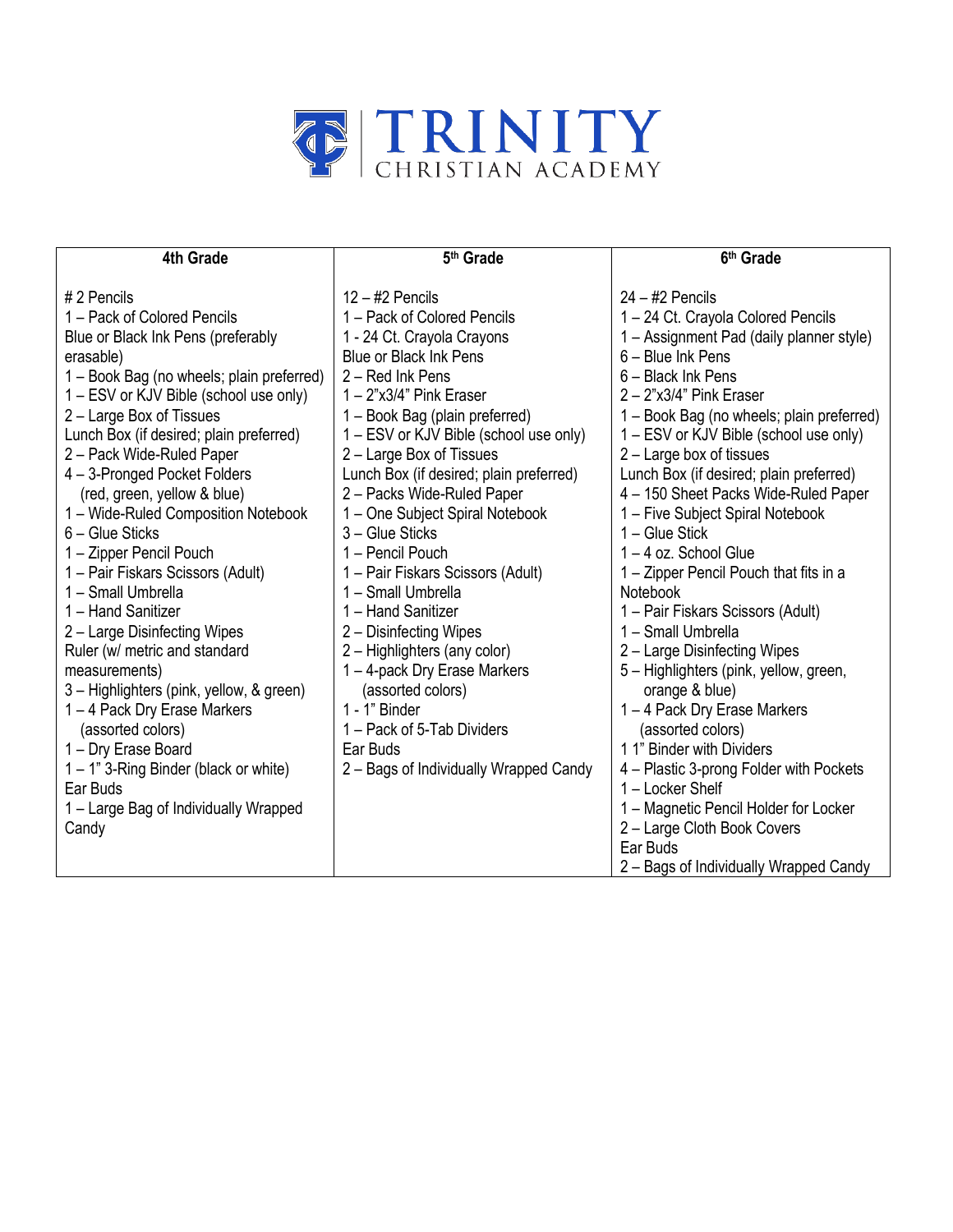# TRINITY CHRISTIAN ACADEMY

| 4th Grade | 5th Grade | 6th Grade |
|---|---|---|
| # 2 Pencils<br>1 – Pack of Colored Pencils<br>Blue or Black Ink Pens (preferably erasable)<br>1 – Book Bag (no wheels; plain preferred)<br>1 – ESV or KJV Bible (school use only)<br>2 – Large Box of Tissues<br>Lunch Box (if desired; plain preferred)<br>2 – Pack Wide-Ruled Paper<br>4 – 3-Pronged Pocket Folders (red, green, yellow & blue)<br>1 – Wide-Ruled Composition Notebook<br>6 – Glue Sticks<br>1 – Zipper Pencil Pouch<br>1 – Pair Fiskars Scissors (Adult)<br>1 – Small Umbrella<br>1 – Hand Sanitizer<br>2 – Large Disinfecting Wipes<br>Ruler (w/ metric and standard measurements)<br>3 – Highlighters (pink, yellow, & green)<br>1 – 4 Pack Dry Erase Markers (assorted colors)<br>1 – Dry Erase Board<br>1 – 1" 3-Ring Binder (black or white)<br>Ear Buds<br>1 – Large Bag of Individually Wrapped Candy | 12 – #2 Pencils<br>1 – Pack of Colored Pencils<br>1 - 24 Ct. Crayola Crayons<br>Blue or Black Ink Pens<br>2 – Red Ink Pens<br>1 – 2"x3/4" Pink Eraser<br>1 – Book Bag (plain preferred)<br>1 – ESV or KJV Bible (school use only)<br>2 – Large Box of Tissues<br>Lunch Box (if desired; plain preferred)<br>2 – Packs Wide-Ruled Paper<br>1 – One Subject Spiral Notebook<br>3 – Glue Sticks<br>1 – Pencil Pouch<br>1 – Pair Fiskars Scissors (Adult)<br>1 – Small Umbrella<br>1 – Hand Sanitizer<br>2 – Disinfecting Wipes<br>2 – Highlighters (any color)<br>1 – 4-pack Dry Erase Markers (assorted colors)<br>1 - 1" Binder<br>1 – Pack of 5-Tab Dividers<br>Ear Buds<br>2 – Bags of Individually Wrapped Candy | 24 – #2 Pencils<br>1 – 24 Ct. Crayola Colored Pencils<br>1 – Assignment Pad (daily planner style)<br>6 – Blue Ink Pens<br>6 – Black Ink Pens<br>2 – 2"x3/4" Pink Eraser<br>1 – Book Bag (no wheels; plain preferred)<br>1 – ESV or KJV Bible (school use only)<br>2 – Large box of tissues<br>Lunch Box (if desired; plain preferred)<br>4 – 150 Sheet Packs Wide-Ruled Paper<br>1 – Five Subject Spiral Notebook<br>1 – Glue Stick<br>1 – 4 oz. School Glue<br>1 – Zipper Pencil Pouch that fits in a Notebook<br>1 – Pair Fiskars Scissors (Adult)<br>1 – Small Umbrella<br>2 – Large Disinfecting Wipes<br>5 – Highlighters (pink, yellow, green, orange & blue)<br>1 – 4 Pack Dry Erase Markers (assorted colors)<br>1 1" Binder with Dividers<br>4 – Plastic 3-prong Folder with Pockets<br>1 – Locker Shelf<br>1 – Magnetic Pencil Holder for Locker<br>2 – Large Cloth Book Covers<br>Ear Buds<br>2 – Bags of Individually Wrapped Candy |